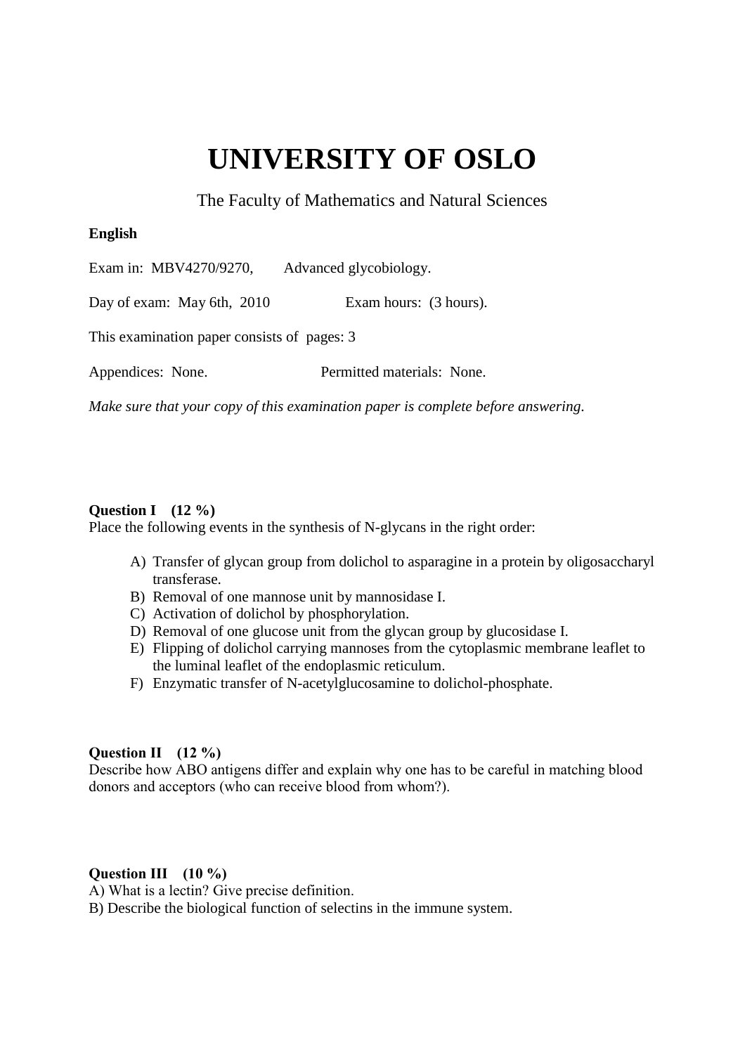# UNIVERSITY OF OSLO

The Faculty of Mathematics and Natural Sciences

**English**

Exam in: MBV4270/9270, Advanced glycobiology.

Day of exam: May 6th, 2010 Exam hours: (3 hours).

This examination paper consists of pages: 3

Appendices: None. Permitted materials: None.

*Make sure that your copy of this examination paper is complete before answering.*

**Question I (12 %)**

Place the following events in the synthesis of N-glycans in the right order:

A) Transfer of glycan group from dolichol to asparagine in a protein by oligosaccharyl transferase.
B) Removal of one mannose unit by mannosidase I.
C) Activation of dolichol by phosphorylation.
D) Removal of one glucose unit from the glycan group by glucosidase I.
E) Flipping of dolichol carrying mannoses from the cytoplasmic membrane leaflet to the luminal leaflet of the endoplasmic reticulum.
F) Enzymatic transfer of N-acetylglucosamine to dolichol-phosphate.

**Question II (12 %)**

Describe how ABO antigens differ and explain why one has to be careful in matching blood donors and acceptors (who can receive blood from whom?).

**Question III (10 %)**

A) What is a lectin? Give precise definition.
B) Describe the biological function of selectins in the immune system.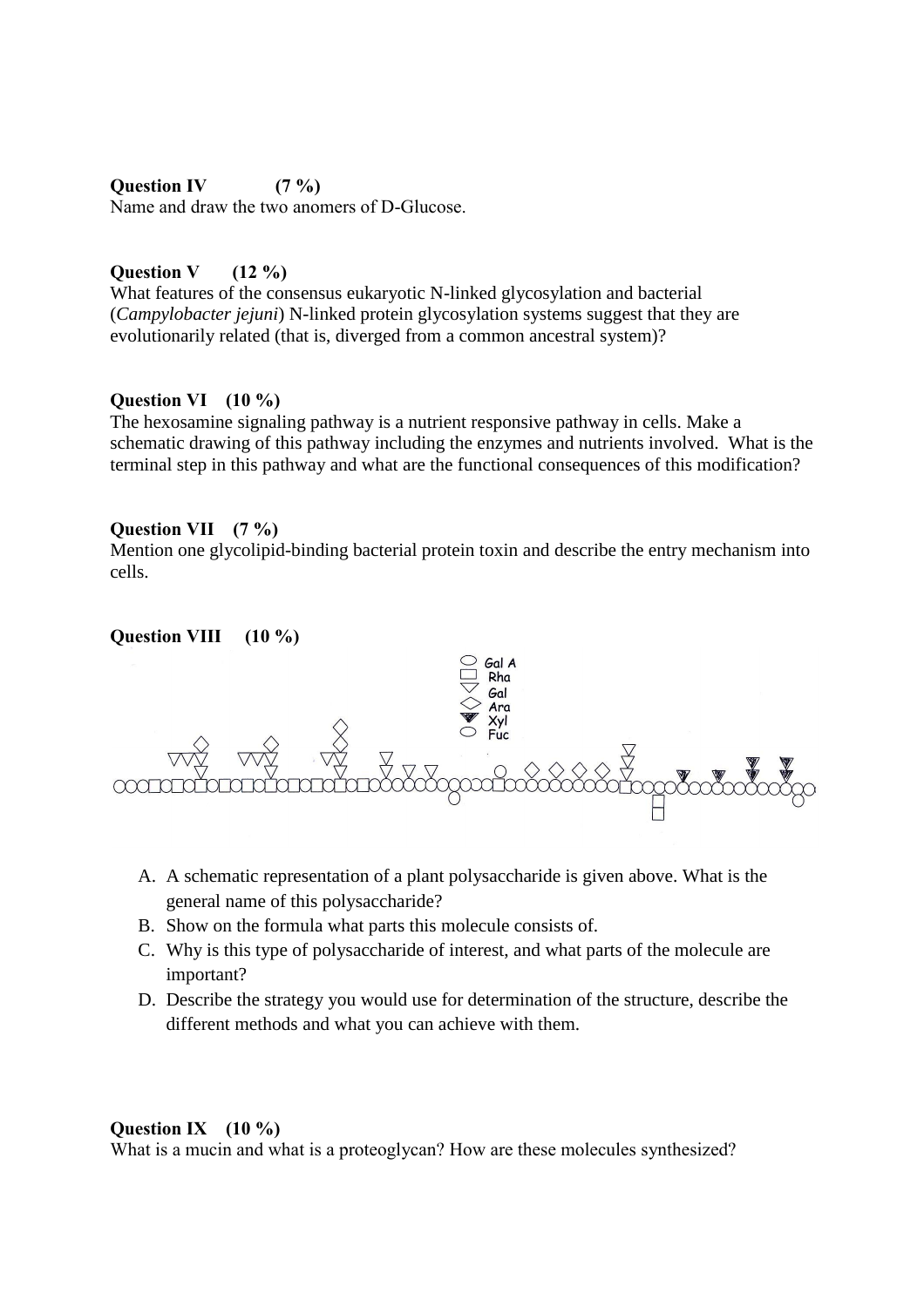**Question IV (7 %)**
Name and draw the two anomers of D-Glucose.

**Question V (12 %)**
What features of the consensus eukaryotic N-linked glycosylation and bacterial (*Campylobacter jejuni*) N-linked protein glycosylation systems suggest that they are evolutionarily related (that is, diverged from a common ancestral system)?

**Question VI (10 %)**
The hexosamine signaling pathway is a nutrient responsive pathway in cells. Make a schematic drawing of this pathway including the enzymes and nutrients involved. What is the terminal step in this pathway and what are the functional consequences of this modification?

**Question VII (7 %)**
Mention one glycolipid-binding bacterial protein toxin and describe the entry mechanism into cells.

**Question VIII (10 %)**

Gal A
Rha
Gal
Ara
Xyl
Fuc

A. A schematic representation of a plant polysaccharide is given above. What is the general name of this polysaccharide?
B. Show on the formula what parts this molecule consists of.
C. Why is this type of polysaccharide of interest, and what parts of the molecule are important?
D. Describe the strategy you would use for determination of the structure, describe the different methods and what you can achieve with them.

**Question IX (10 %)**
What is a mucin and what is a proteoglycan? How are these molecules synthesized?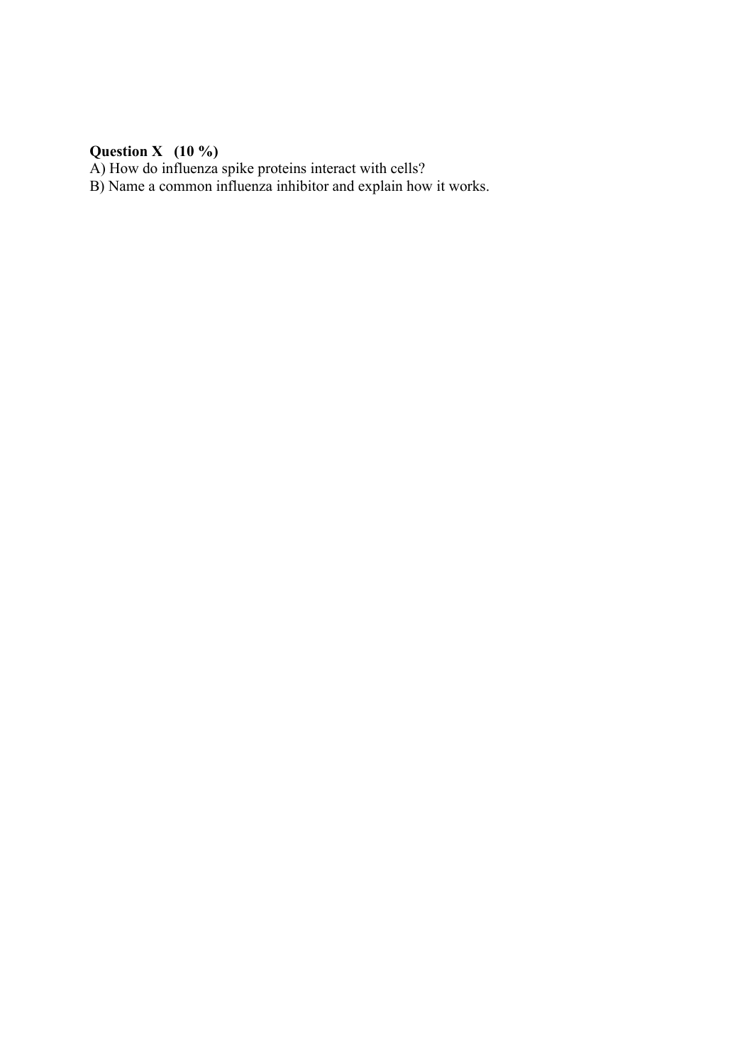**Question X (10 %)**

A) How do influenza spike proteins interact with cells?

B) Name a common influenza inhibitor and explain how it works.